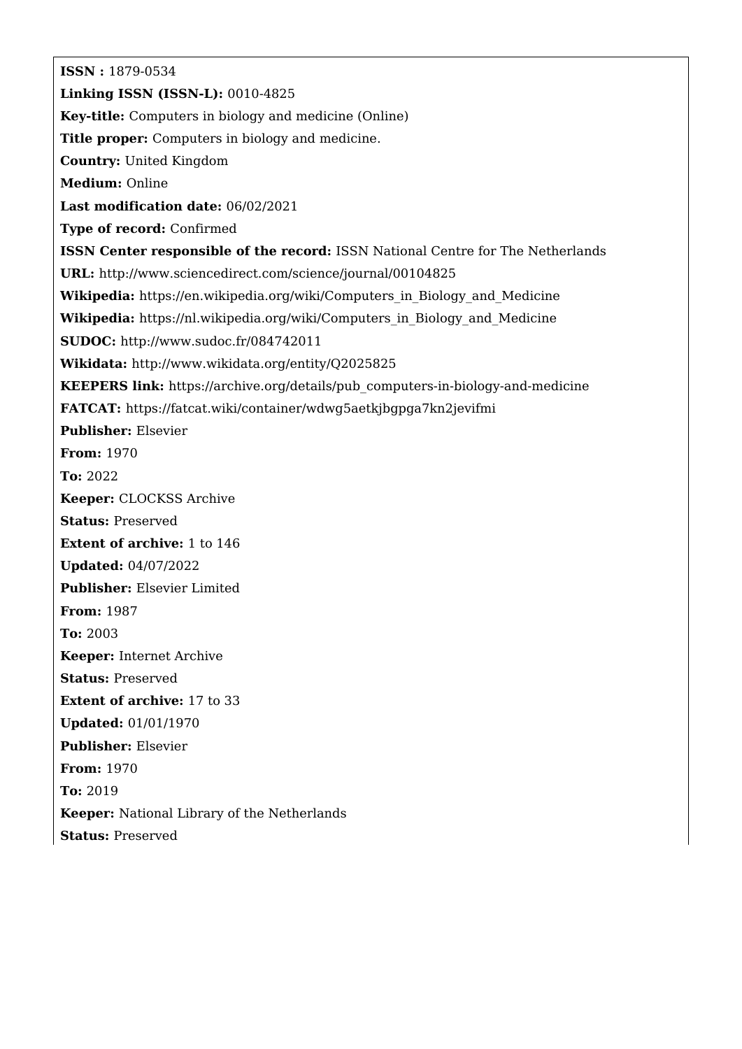**ISSN :** 1879-0534

**Linking ISSN (ISSN-L):** 0010-4825

**Key-title:** Computers in biology and medicine (Online)

**Title proper:** Computers in biology and medicine.

**Country:** United Kingdom

**Medium:** Online

**Last modification date:** 06/02/2021

**Type of record:** Confirmed

**ISSN Center responsible of the record:** ISSN National Centre for The Netherlands

**URL:** http://www.sciencedirect.com/science/journal/00104825

**Wikipedia:** https://en.wikipedia.org/wiki/Computers_in_Biology_and_Medicine

**Wikipedia:** https://nl.wikipedia.org/wiki/Computers_in_Biology_and_Medicine

**SUDOC:** http://www.sudoc.fr/084742011

**Wikidata:** http://www.wikidata.org/entity/Q2025825

**KEEPERS link:** https://archive.org/details/pub_computers-in-biology-and-medicine

**FATCAT:** https://fatcat.wiki/container/wdwg5aetkjbgpga7kn2jevifmi

**Publisher:** Elsevier

**From:** 1970

**To:** 2022

**Keeper:** CLOCKSS Archive

**Status:** Preserved

**Extent of archive:** 1 to 146

**Updated:** 04/07/2022

**Publisher:** Elsevier Limited

**From:** 1987

**To:** 2003

**Keeper:** Internet Archive

**Status:** Preserved

**Extent of archive:** 17 to 33

**Updated:** 01/01/1970

**Publisher:** Elsevier

**From:** 1970

**To:** 2019

**Keeper:** National Library of the Netherlands

**Status:** Preserved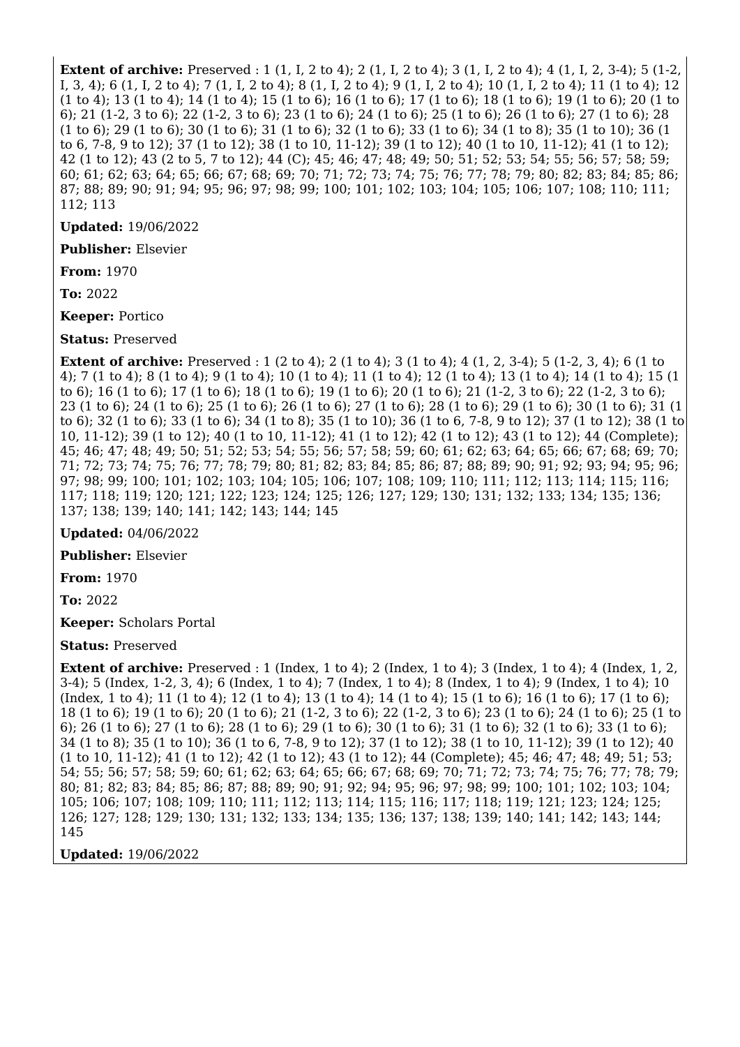**Extent of archive:** Preserved : 1 (1, I, 2 to 4); 2 (1, I, 2 to 4); 3 (1, I, 2 to 4); 4 (1, I, 2, 3-4); 5 (1-2, I, 3, 4); 6 (1, I, 2 to 4); 7 (1, I, 2 to 4); 8 (1, I, 2 to 4); 9 (1, I, 2 to 4); 10 (1, I, 2 to 4); 11 (1 to 4); 12 (1 to 4); 13 (1 to 4); 14 (1 to 4); 15 (1 to 6); 16 (1 to 6); 17 (1 to 6); 18 (1 to 6); 19 (1 to 6); 20 (1 to 6); 21 (1-2, 3 to 6); 22 (1-2, 3 to 6); 23 (1 to 6); 24 (1 to 6); 25 (1 to 6); 26 (1 to 6); 27 (1 to 6); 28 (1 to 6); 29 (1 to 6); 30 (1 to 6); 31 (1 to 6); 32 (1 to 6); 33 (1 to 6); 34 (1 to 8); 35 (1 to 10); 36 (1 to 6, 7-8, 9 to 12); 37 (1 to 12); 38 (1 to 10, 11-12); 39 (1 to 12); 40 (1 to 10, 11-12); 41 (1 to 12); 42 (1 to 12); 43 (2 to 5, 7 to 12); 44 (C); 45; 46; 47; 48; 49; 50; 51; 52; 53; 54; 55; 56; 57; 58; 59; 60; 61; 62; 63; 64; 65; 66; 67; 68; 69; 70; 71; 72; 73; 74; 75; 76; 77; 78; 79; 80; 82; 83; 84; 85; 86; 87; 88; 89; 90; 91; 94; 95; 96; 97; 98; 99; 100; 101; 102; 103; 104; 105; 106; 107; 108; 110; 111; 112; 113

**Updated:** 19/06/2022

**Publisher:** Elsevier

**From:** 1970

**To:** 2022

**Keeper:** Portico

**Status:** Preserved

**Extent of archive:** Preserved : 1 (2 to 4); 2 (1 to 4); 3 (1 to 4); 4 (1, 2, 3-4); 5 (1-2, 3, 4); 6 (1 to 4); 7 (1 to 4); 8 (1 to 4); 9 (1 to 4); 10 (1 to 4); 11 (1 to 4); 12 (1 to 4); 13 (1 to 4); 14 (1 to 4); 15 (1 to 6); 16 (1 to 6); 17 (1 to 6); 18 (1 to 6); 19 (1 to 6); 20 (1 to 6); 21 (1-2, 3 to 6); 22 (1-2, 3 to 6); 23 (1 to 6); 24 (1 to 6); 25 (1 to 6); 26 (1 to 6); 27 (1 to 6); 28 (1 to 6); 29 (1 to 6); 30 (1 to 6); 31 (1 to 6); 32 (1 to 6); 33 (1 to 6); 34 (1 to 8); 35 (1 to 10); 36 (1 to 6, 7-8, 9 to 12); 37 (1 to 12); 38 (1 to 10, 11-12); 39 (1 to 12); 40 (1 to 10, 11-12); 41 (1 to 12); 42 (1 to 12); 43 (1 to 12); 44 (Complete); 45; 46; 47; 48; 49; 50; 51; 52; 53; 54; 55; 56; 57; 58; 59; 60; 61; 62; 63; 64; 65; 66; 67; 68; 69; 70; 71; 72; 73; 74; 75; 76; 77; 78; 79; 80; 81; 82; 83; 84; 85; 86; 87; 88; 89; 90; 91; 92; 93; 94; 95; 96; 97; 98; 99; 100; 101; 102; 103; 104; 105; 106; 107; 108; 109; 110; 111; 112; 113; 114; 115; 116; 117; 118; 119; 120; 121; 122; 123; 124; 125; 126; 127; 129; 130; 131; 132; 133; 134; 135; 136; 137; 138; 139; 140; 141; 142; 143; 144; 145

**Updated:** 04/06/2022

**Publisher:** Elsevier

**From:** 1970

**To:** 2022

**Keeper:** Scholars Portal

**Status:** Preserved

**Extent of archive:** Preserved : 1 (Index, 1 to 4); 2 (Index, 1 to 4); 3 (Index, 1 to 4); 4 (Index, 1, 2, 3-4); 5 (Index, 1-2, 3, 4); 6 (Index, 1 to 4); 7 (Index, 1 to 4); 8 (Index, 1 to 4); 9 (Index, 1 to 4); 10 (Index, 1 to 4); 11 (1 to 4); 12 (1 to 4); 13 (1 to 4); 14 (1 to 4); 15 (1 to 6); 16 (1 to 6); 17 (1 to 6); 18 (1 to 6); 19 (1 to 6); 20 (1 to 6); 21 (1-2, 3 to 6); 22 (1-2, 3 to 6); 23 (1 to 6); 24 (1 to 6); 25 (1 to 6); 26 (1 to 6); 27 (1 to 6); 28 (1 to 6); 29 (1 to 6); 30 (1 to 6); 31 (1 to 6); 32 (1 to 6); 33 (1 to 6); 34 (1 to 8); 35 (1 to 10); 36 (1 to 6, 7-8, 9 to 12); 37 (1 to 12); 38 (1 to 10, 11-12); 39 (1 to 12); 40 (1 to 10, 11-12); 41 (1 to 12); 42 (1 to 12); 43 (1 to 12); 44 (Complete); 45; 46; 47; 48; 49; 51; 53; 54; 55; 56; 57; 58; 59; 60; 61; 62; 63; 64; 65; 66; 67; 68; 69; 70; 71; 72; 73; 74; 75; 76; 77; 78; 79; 80; 81; 82; 83; 84; 85; 86; 87; 88; 89; 90; 91; 92; 94; 95; 96; 97; 98; 99; 100; 101; 102; 103; 104; 105; 106; 107; 108; 109; 110; 111; 112; 113; 114; 115; 116; 117; 118; 119; 121; 123; 124; 125; 126; 127; 128; 129; 130; 131; 132; 133; 134; 135; 136; 137; 138; 139; 140; 141; 142; 143; 144; 145

**Updated:** 19/06/2022